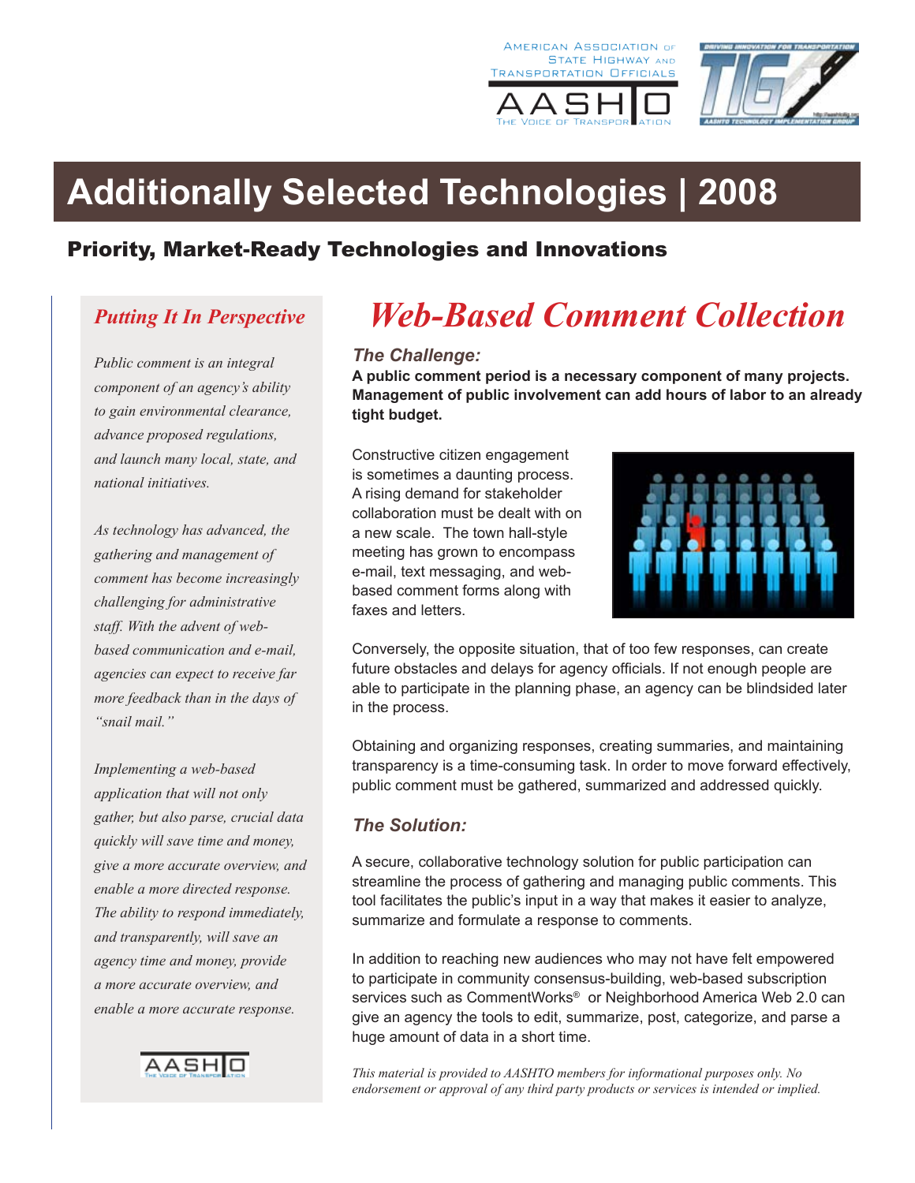# Additionally Selected Technologies | 2008

## Priority, Market-Ready Technologies and Innovations

# *Web-Based Comment Collection*

### *The Challenge:*

**A public comment period is a necessary component of many projects. Management of public involvement can add hours of labor to an already tight budget.**

Constructive citizen engagement is sometimes a daunting process. A rising demand for stakeholder collaboration must be dealt with on a new scale. The town hall-style meeting has grown to encompass e-mail, text messaging, and web-based comment forms along with faxes and letters.

Conversely, the opposite situation, that of too few responses, can create future obstacles and delays for agency officials. If not enough people are able to participate in the planning phase, an agency can be blindsided later in the process.

Obtaining and organizing responses, creating summaries, and maintaining transparency is a time-consuming task. In order to move forward effectively, public comment must be gathered, summarized and addressed quickly.

### *The Solution:*

A secure, collaborative technology solution for public participation can streamline the process of gathering and managing public comments. This tool facilitates the public's input in a way that makes it easier to analyze, summarize and formulate a response to comments.

In addition to reaching new audiences who may not have felt empowered to participate in community consensus-building, web-based subscription services such as CommentWorks® or Neighborhood America Web 2.0 can give an agency the tools to edit, summarize, post, categorize, and parse a huge amount of data in a short time.

*This material is provided to AASHTO members for informational purposes only. No endorsement or approval of any third party products or services is intended or implied.*

### *Putting It In Perspective*

*Public comment is an integral component of an agency's ability to gain environmental clearance, advance proposed regulations, and launch many local, state, and national initiatives.*

*As technology has advanced, the gathering and management of comment has become increasingly challenging for administrative staff. With the advent of web-based communication and e-mail, agencies can expect to receive far more feedback than in the days of "snail mail."*

*Implementing a web-based application that will not only gather, but also parse, crucial data quickly will save time and money, give a more accurate overview, and enable a more directed response. The ability to respond immediately, and transparently, will save an agency time and money, provide a more accurate overview, and enable a more accurate response.*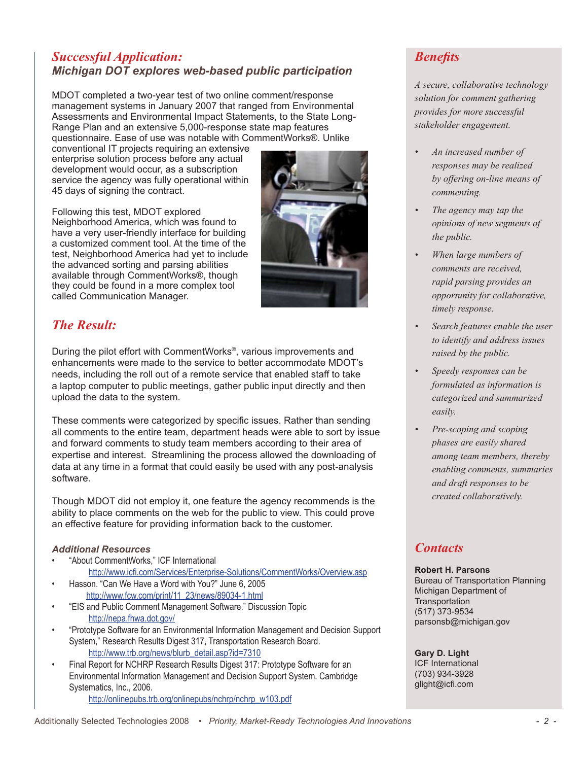## *Successful Application:*
### *Michigan DOT explores web-based public participation*

MDOT completed a two-year test of two online comment/response management systems in January 2007 that ranged from Environmental Assessments and Environmental Impact Statements, to the State Long-Range Plan and an extensive 5,000-response state map features questionnaire. Ease of use was notable with CommentWorks®. Unlike conventional IT projects requiring an extensive enterprise solution process before any actual development would occur, as a subscription service the agency was fully operational within 45 days of signing the contract.

Following this test, MDOT explored Neighborhood America, which was found to have a very user-friendly interface for building a customized comment tool. At the time of the test, Neighborhood America had yet to include the advanced sorting and parsing abilities available through CommentWorks®, though they could be found in a more complex tool called Communication Manager.

## *The Result:*

During the pilot effort with CommentWorks®, various improvements and enhancements were made to the service to better accommodate MDOT's needs, including the roll out of a remote service that enabled staff to take a laptop computer to public meetings, gather public input directly and then upload the data to the system.

These comments were categorized by specific issues. Rather than sending all comments to the entire team, department heads were able to sort by issue and forward comments to study team members according to their area of expertise and interest. Streamlining the process allowed the downloading of data at any time in a format that could easily be used with any post-analysis software.

Though MDOT did not employ it, one feature the agency recommends is the ability to place comments on the web for the public to view. This could prove an effective feature for providing information back to the customer.

### *Additional Resources*

- "About CommentWorks," ICF International
  http://www.icfi.com/Services/Enterprise-Solutions/CommentWorks/Overview.asp
- Hasson. "Can We Have a Word with You?" June 6, 2005
  http://www.fcw.com/print/11_23/news/89034-1.html
- "EIS and Public Comment Management Software." Discussion Topic
  http://nepa.fhwa.dot.gov/
- "Prototype Software for an Environmental Information Management and Decision Support System," Research Results Digest 317, Transportation Research Board.
  http://www.trb.org/news/blurb_detail.asp?id=7310
- Final Report for NCHRP Research Results Digest 317: Prototype Software for an Environmental Information Management and Decision Support System. Cambridge Systematics, Inc., 2006.
  http://onlinepubs.trb.org/onlinepubs/nchrp/nchrp_w103.pdf

## *Benefits*

*A secure, collaborative technology solution for comment gathering provides for more successful stakeholder engagement.*

- *An increased number of responses may be realized by offering on-line means of commenting.*
- *The agency may tap the opinions of new segments of the public.*
- *When large numbers of comments are received, rapid parsing provides an opportunity for collaborative, timely response.*
- *Search features enable the user to identify and address issues raised by the public.*
- *Speedy responses can be formulated as information is categorized and summarized easily.*
- *Pre-scoping and scoping phases are easily shared among team members, thereby enabling comments, summaries and draft responses to be created collaboratively.*

## *Contacts*

**Robert H. Parsons**
Bureau of Transportation Planning
Michigan Department of Transportation
(517) 373-9534
parsonsb@michigan.gov

**Gary D. Light**
ICF International
(703) 934-3928
glight@icfi.com